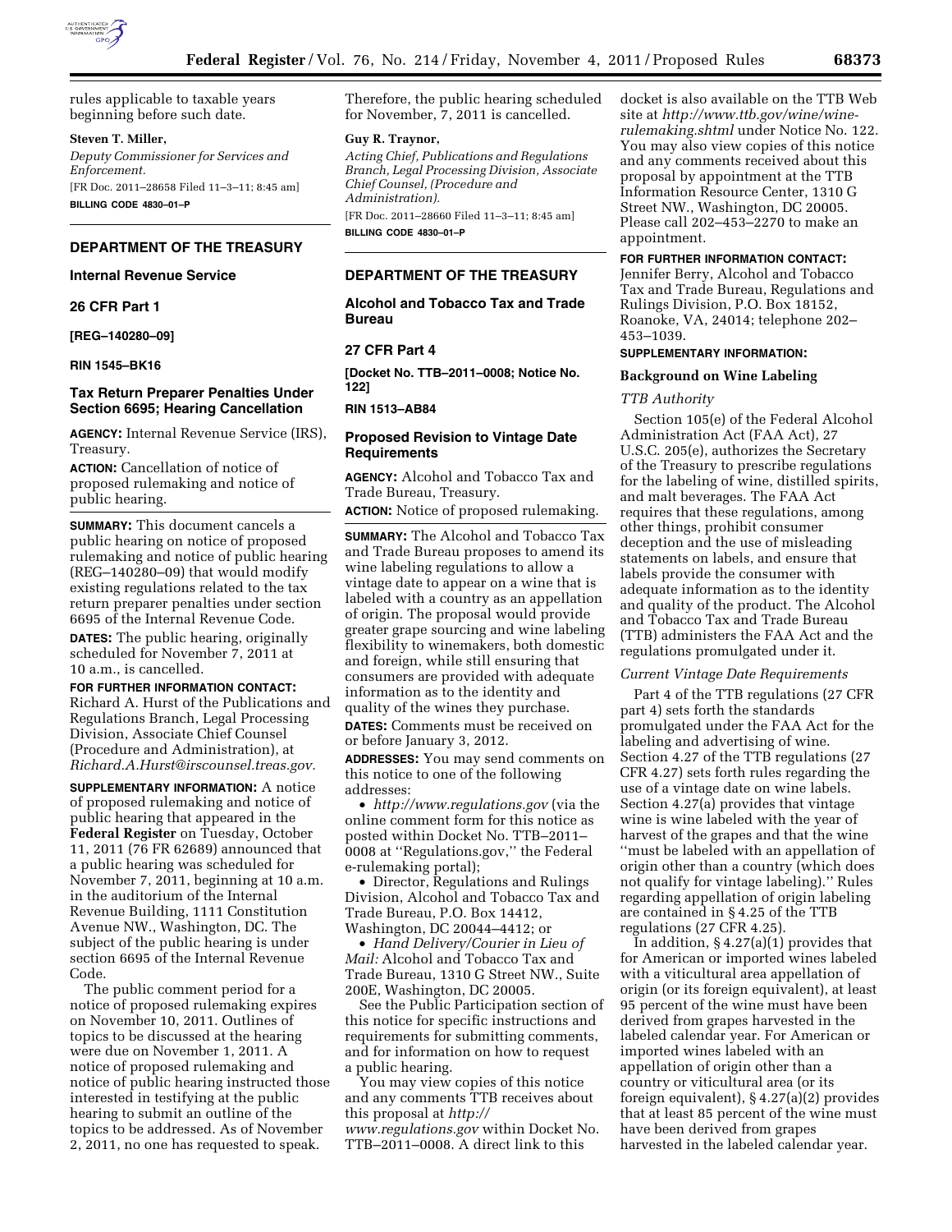rules applicable to taxable years beginning before such date.

**Steven T. Miller,**

*Deputy Commissioner for Services and Enforcement.*

[FR Doc. 2011–28658 Filed 11–3–11; 8:45 am]

**BILLING CODE 4830–01–P**

## DEPARTMENT OF THE TREASURY

### Internal Revenue Service

### 26 CFR Part 1

**[REG–140280–09]**

**RIN 1545–BK16**

### Tax Return Preparer Penalties Under Section 6695; Hearing Cancellation

**AGENCY:** Internal Revenue Service (IRS), Treasury.

**ACTION:** Cancellation of notice of proposed rulemaking and notice of public hearing.

**SUMMARY:** This document cancels a public hearing on notice of proposed rulemaking and notice of public hearing (REG–140280–09) that would modify existing regulations related to the tax return preparer penalties under section 6695 of the Internal Revenue Code.

**DATES:** The public hearing, originally scheduled for November 7, 2011 at 10 a.m., is cancelled.

**FOR FURTHER INFORMATION CONTACT:** Richard A. Hurst of the Publications and Regulations Branch, Legal Processing Division, Associate Chief Counsel (Procedure and Administration), at *Richard.A.Hurst@irscounsel.treas.gov.*

**SUPPLEMENTARY INFORMATION:** A notice of proposed rulemaking and notice of public hearing that appeared in the **Federal Register** on Tuesday, October 11, 2011 (76 FR 62689) announced that a public hearing was scheduled for November 7, 2011, beginning at 10 a.m. in the auditorium of the Internal Revenue Building, 1111 Constitution Avenue NW., Washington, DC. The subject of the public hearing is under section 6695 of the Internal Revenue Code.

The public comment period for a notice of proposed rulemaking expires on November 10, 2011. Outlines of topics to be discussed at the hearing were due on November 1, 2011. A notice of proposed rulemaking and notice of public hearing instructed those interested in testifying at the public hearing to submit an outline of the topics to be addressed. As of November 2, 2011, no one has requested to speak. Therefore, the public hearing scheduled for November, 7, 2011 is cancelled.

**Guy R. Traynor,**

*Acting Chief, Publications and Regulations Branch, Legal Processing Division, Associate Chief Counsel, (Procedure and Administration).*

[FR Doc. 2011–28660 Filed 11–3–11; 8:45 am]

**BILLING CODE 4830–01–P**

## DEPARTMENT OF THE TREASURY

### Alcohol and Tobacco Tax and Trade Bureau

### 27 CFR Part 4

**[Docket No. TTB–2011–0008; Notice No. 122]**

**RIN 1513–AB84**

### Proposed Revision to Vintage Date Requirements

**AGENCY:** Alcohol and Tobacco Tax and Trade Bureau, Treasury.

**ACTION:** Notice of proposed rulemaking.

**SUMMARY:** The Alcohol and Tobacco Tax and Trade Bureau proposes to amend its wine labeling regulations to allow a vintage date to appear on a wine that is labeled with a country as an appellation of origin. The proposal would provide greater grape sourcing and wine labeling flexibility to winemakers, both domestic and foreign, while still ensuring that consumers are provided with adequate information as to the identity and quality of the wines they purchase.

**DATES:** Comments must be received on or before January 3, 2012.

**ADDRESSES:** You may send comments on this notice to one of the following addresses:

- *http://www.regulations.gov* (via the online comment form for this notice as posted within Docket No. TTB–2011–0008 at "Regulations.gov," the Federal e-rulemaking portal);
- Director, Regulations and Rulings Division, Alcohol and Tobacco Tax and Trade Bureau, P.O. Box 14412, Washington, DC 20044–4412; or
- *Hand Delivery/Courier in Lieu of Mail:* Alcohol and Tobacco Tax and Trade Bureau, 1310 G Street NW., Suite 200E, Washington, DC 20005.

See the Public Participation section of this notice for specific instructions and requirements for submitting comments, and for information on how to request a public hearing.

You may view copies of this notice and any comments TTB receives about this proposal at *http://www.regulations.gov* within Docket No. TTB–2011–0008. A direct link to this docket is also available on the TTB Web site at *http://www.ttb.gov/wine/wine-rulemaking.shtml* under Notice No. 122. You may also view copies of this notice and any comments received about this proposal by appointment at the TTB Information Resource Center, 1310 G Street NW., Washington, DC 20005. Please call 202–453–2270 to make an appointment.

**FOR FURTHER INFORMATION CONTACT:** Jennifer Berry, Alcohol and Tobacco Tax and Trade Bureau, Regulations and Rulings Division, P.O. Box 18152, Roanoke, VA, 24014; telephone 202–453–1039.

**SUPPLEMENTARY INFORMATION:**

#### Background on Wine Labeling

*TTB Authority*

Section 105(e) of the Federal Alcohol Administration Act (FAA Act), 27 U.S.C. 205(e), authorizes the Secretary of the Treasury to prescribe regulations for the labeling of wine, distilled spirits, and malt beverages. The FAA Act requires that these regulations, among other things, prohibit consumer deception and the use of misleading statements on labels, and ensure that labels provide the consumer with adequate information as to the identity and quality of the product. The Alcohol and Tobacco Tax and Trade Bureau (TTB) administers the FAA Act and the regulations promulgated under it.

*Current Vintage Date Requirements*

Part 4 of the TTB regulations (27 CFR part 4) sets forth the standards promulgated under the FAA Act for the labeling and advertising of wine. Section 4.27 of the TTB regulations (27 CFR 4.27) sets forth rules regarding the use of a vintage date on wine labels. Section 4.27(a) provides that vintage wine is wine labeled with the year of harvest of the grapes and that the wine "must be labeled with an appellation of origin other than a country (which does not qualify for vintage labeling)." Rules regarding appellation of origin labeling are contained in § 4.25 of the TTB regulations (27 CFR 4.25).

In addition, § 4.27(a)(1) provides that for American or imported wines labeled with a viticultural area appellation of origin (or its foreign equivalent), at least 95 percent of the wine must have been derived from grapes harvested in the labeled calendar year. For American or imported wines labeled with an appellation of origin other than a country or viticultural area (or its foreign equivalent), § 4.27(a)(2) provides that at least 85 percent of the wine must have been derived from grapes harvested in the labeled calendar year.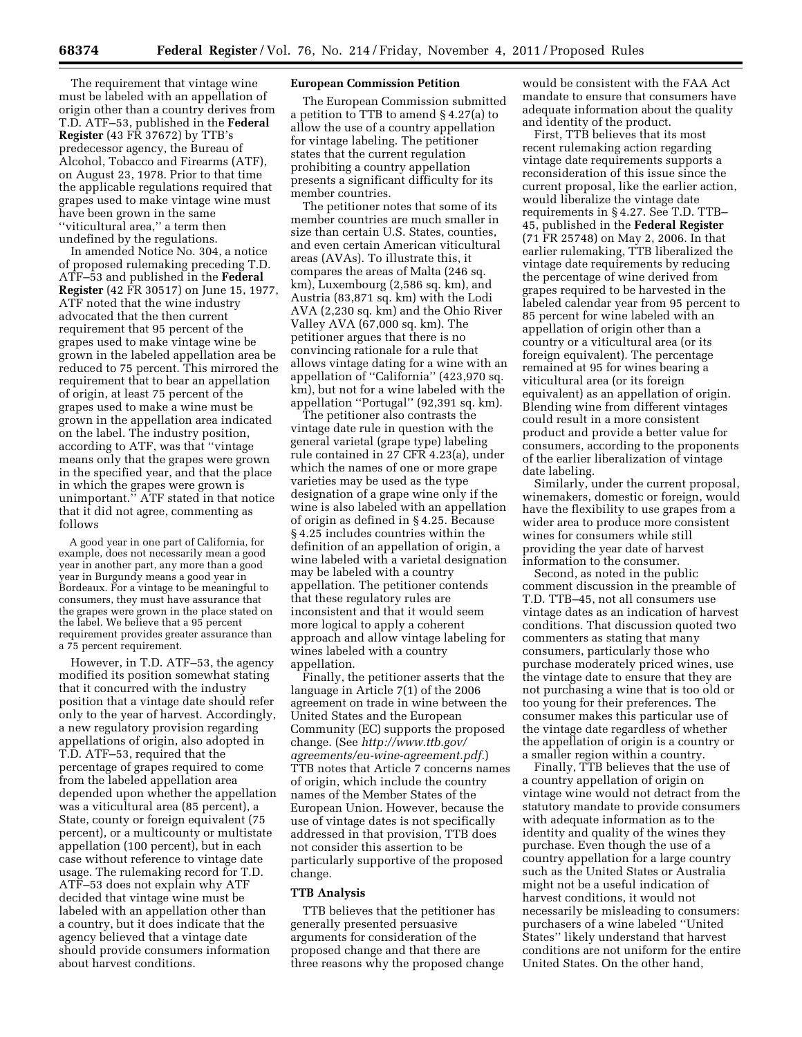The requirement that vintage wine must be labeled with an appellation of origin other than a country derives from T.D. ATF–53, published in the **Federal Register** (43 FR 37672) by TTB's predecessor agency, the Bureau of Alcohol, Tobacco and Firearms (ATF), on August 23, 1978. Prior to that time the applicable regulations required that grapes used to make vintage wine must have been grown in the same ''viticultural area,'' a term then undefined by the regulations.

In amended Notice No. 304, a notice of proposed rulemaking preceding T.D. ATF–53 and published in the **Federal Register** (42 FR 30517) on June 15, 1977, ATF noted that the wine industry advocated that the then current requirement that 95 percent of the grapes used to make vintage wine be grown in the labeled appellation area be reduced to 75 percent. This mirrored the requirement that to bear an appellation of origin, at least 75 percent of the grapes used to make a wine must be grown in the appellation area indicated on the label. The industry position, according to ATF, was that ''vintage means only that the grapes were grown in the specified year, and that the place in which the grapes were grown is unimportant.'' ATF stated in that notice that it did not agree, commenting as follows

> A good year in one part of California, for example, does not necessarily mean a good year in another part, any more than a good year in Burgundy means a good year in Bordeaux. For a vintage to be meaningful to consumers, they must have assurance that the grapes were grown in the place stated on the label. We believe that a 95 percent requirement provides greater assurance than a 75 percent requirement.

However, in T.D. ATF–53, the agency modified its position somewhat stating that it concurred with the industry position that a vintage date should refer only to the year of harvest. Accordingly, a new regulatory provision regarding appellations of origin, also adopted in T.D. ATF–53, required that the percentage of grapes required to come from the labeled appellation area depended upon whether the appellation was a viticultural area (85 percent), a State, county or foreign equivalent (75 percent), or a multicounty or multistate appellation (100 percent), but in each case without reference to vintage date usage. The rulemaking record for T.D. ATF–53 does not explain why ATF decided that vintage wine must be labeled with an appellation other than a country, but it does indicate that the agency believed that a vintage date should provide consumers information about harvest conditions.

**European Commission Petition**

The European Commission submitted a petition to TTB to amend § 4.27(a) to allow the use of a country appellation for vintage labeling. The petitioner states that the current regulation prohibiting a country appellation presents a significant difficulty for its member countries.

The petitioner notes that some of its member countries are much smaller in size than certain U.S. States, counties, and even certain American viticultural areas (AVAs). To illustrate this, it compares the areas of Malta (246 sq. km), Luxembourg (2,586 sq. km), and Austria (83,871 sq. km) with the Lodi AVA (2,230 sq. km) and the Ohio River Valley AVA (67,000 sq. km). The petitioner argues that there is no convincing rationale for a rule that allows vintage dating for a wine with an appellation of ''California'' (423,970 sq. km), but not for a wine labeled with the appellation ''Portugal'' (92,391 sq. km).

The petitioner also contrasts the vintage date rule in question with the general varietal (grape type) labeling rule contained in 27 CFR 4.23(a), under which the names of one or more grape varieties may be used as the type designation of a grape wine only if the wine is also labeled with an appellation of origin as defined in § 4.25. Because § 4.25 includes countries within the definition of an appellation of origin, a wine labeled with a varietal designation may be labeled with a country appellation. The petitioner contends that these regulatory rules are inconsistent and that it would seem more logical to apply a coherent approach and allow vintage labeling for wines labeled with a country appellation.

Finally, the petitioner asserts that the language in Article 7(1) of the 2006 agreement on trade in wine between the United States and the European Community (EC) supports the proposed change. (See *http://www.ttb.gov/agreements/eu-wine-agreement.pdf*.) TTB notes that Article 7 concerns names of origin, which include the country names of the Member States of the European Union. However, because the use of vintage dates is not specifically addressed in that provision, TTB does not consider this assertion to be particularly supportive of the proposed change.

**TTB Analysis**

TTB believes that the petitioner has generally presented persuasive arguments for consideration of the proposed change and that there are three reasons why the proposed change would be consistent with the FAA Act mandate to ensure that consumers have adequate information about the quality and identity of the product.

First, TTB believes that its most recent rulemaking action regarding vintage date requirements supports a reconsideration of this issue since the current proposal, like the earlier action, would liberalize the vintage date requirements in § 4.27. See T.D. TTB–45, published in the **Federal Register** (71 FR 25748) on May 2, 2006. In that earlier rulemaking, TTB liberalized the vintage date requirements by reducing the percentage of wine derived from grapes required to be harvested in the labeled calendar year from 95 percent to 85 percent for wine labeled with an appellation of origin other than a country or a viticultural area (or its foreign equivalent). The percentage remained at 95 for wines bearing a viticultural area (or its foreign equivalent) as an appellation of origin. Blending wine from different vintages could result in a more consistent product and provide a better value for consumers, according to the proponents of the earlier liberalization of vintage date labeling.

Similarly, under the current proposal, winemakers, domestic or foreign, would have the flexibility to use grapes from a wider area to produce more consistent wines for consumers while still providing the year date of harvest information to the consumer.

Second, as noted in the public comment discussion in the preamble of T.D. TTB–45, not all consumers use vintage dates as an indication of harvest conditions. That discussion quoted two commenters as stating that many consumers, particularly those who purchase moderately priced wines, use the vintage date to ensure that they are not purchasing a wine that is too old or too young for their preferences. The consumer makes this particular use of the vintage date regardless of whether the appellation of origin is a country or a smaller region within a country.

Finally, TTB believes that the use of a country appellation of origin on vintage wine would not detract from the statutory mandate to provide consumers with adequate information as to the identity and quality of the wines they purchase. Even though the use of a country appellation for a large country such as the United States or Australia might not be a useful indication of harvest conditions, it would not necessarily be misleading to consumers: purchasers of a wine labeled ''United States'' likely understand that harvest conditions are not uniform for the entire United States. On the other hand,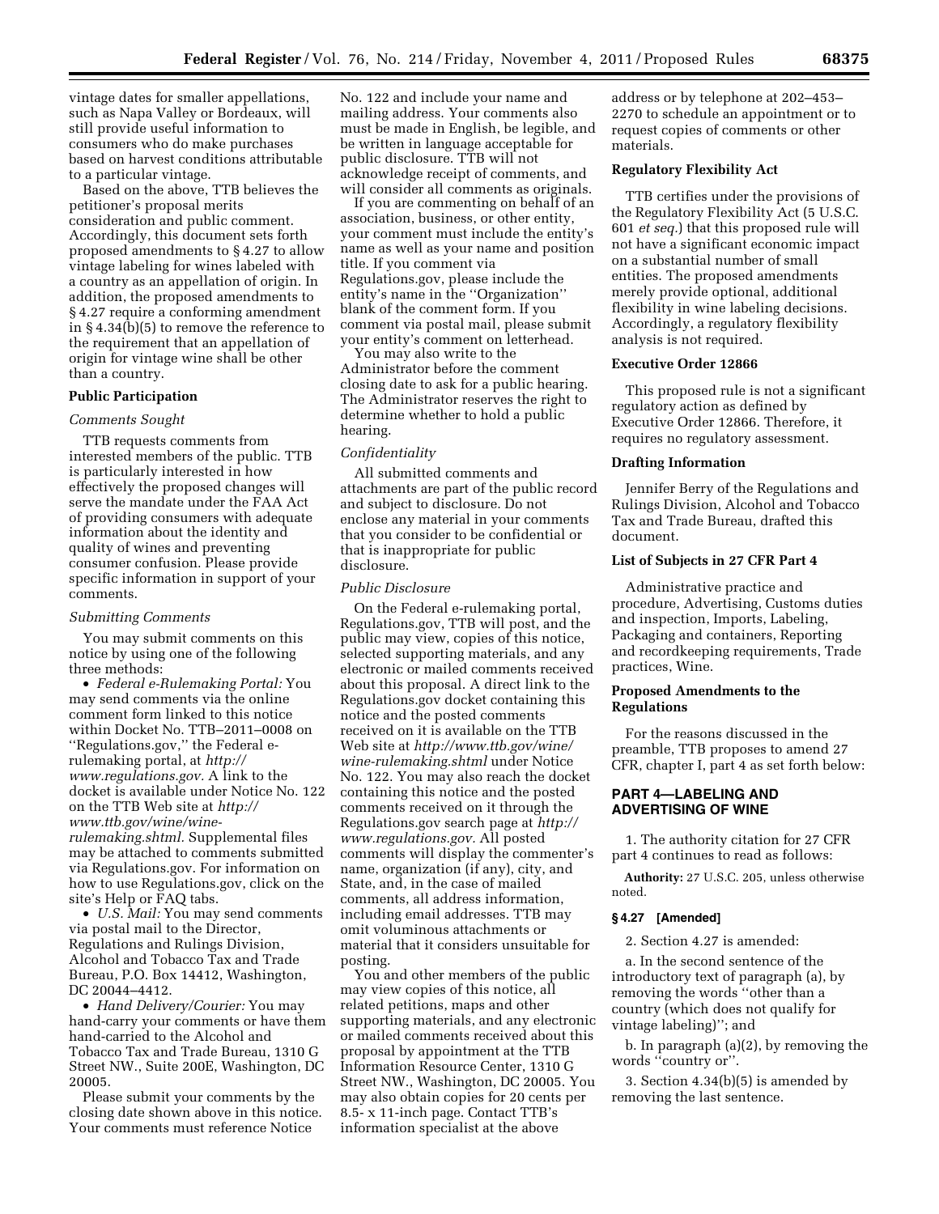vintage dates for smaller appellations, such as Napa Valley or Bordeaux, will still provide useful information to consumers who do make purchases based on harvest conditions attributable to a particular vintage.

Based on the above, TTB believes the petitioner's proposal merits consideration and public comment. Accordingly, this document sets forth proposed amendments to § 4.27 to allow vintage labeling for wines labeled with a country as an appellation of origin. In addition, the proposed amendments to § 4.27 require a conforming amendment in § 4.34(b)(5) to remove the reference to the requirement that an appellation of origin for vintage wine shall be other than a country.

## Public Participation

### *Comments Sought*

TTB requests comments from interested members of the public. TTB is particularly interested in how effectively the proposed changes will serve the mandate under the FAA Act of providing consumers with adequate information about the identity and quality of wines and preventing consumer confusion. Please provide specific information in support of your comments.

### *Submitting Comments*

You may submit comments on this notice by using one of the following three methods:

- *Federal e-Rulemaking Portal:* You may send comments via the online comment form linked to this notice within Docket No. TTB–2011–0008 on ''Regulations.gov,'' the Federal e-rulemaking portal, at *http://www.regulations.gov.* A link to the docket is available under Notice No. 122 on the TTB Web site at *http://www.ttb.gov/wine/wine-rulemaking.shtml.* Supplemental files may be attached to comments submitted via Regulations.gov. For information on how to use Regulations.gov, click on the site's Help or FAQ tabs.
- *U.S. Mail:* You may send comments via postal mail to the Director, Regulations and Rulings Division, Alcohol and Tobacco Tax and Trade Bureau, P.O. Box 14412, Washington, DC 20044–4412.
- *Hand Delivery/Courier:* You may hand-carry your comments or have them hand-carried to the Alcohol and Tobacco Tax and Trade Bureau, 1310 G Street NW., Suite 200E, Washington, DC 20005.

Please submit your comments by the closing date shown above in this notice. Your comments must reference Notice No. 122 and include your name and mailing address. Your comments also must be made in English, be legible, and be written in language acceptable for public disclosure. TTB will not acknowledge receipt of comments, and will consider all comments as originals.

If you are commenting on behalf of an association, business, or other entity, your comment must include the entity's name as well as your name and position title. If you comment via Regulations.gov, please include the entity's name in the ''Organization'' blank of the comment form. If you comment via postal mail, please submit your entity's comment on letterhead.

You may also write to the Administrator before the comment closing date to ask for a public hearing. The Administrator reserves the right to determine whether to hold a public hearing.

### *Confidentiality*

All submitted comments and attachments are part of the public record and subject to disclosure. Do not enclose any material in your comments that you consider to be confidential or that is inappropriate for public disclosure.

### *Public Disclosure*

On the Federal e-rulemaking portal, Regulations.gov, TTB will post, and the public may view, copies of this notice, selected supporting materials, and any electronic or mailed comments received about this proposal. A direct link to the Regulations.gov docket containing this notice and the posted comments received on it is available on the TTB Web site at *http://www.ttb.gov/wine/wine-rulemaking.shtml* under Notice No. 122. You may also reach the docket containing this notice and the posted comments received on it through the Regulations.gov search page at *http://www.regulations.gov.* All posted comments will display the commenter's name, organization (if any), city, and State, and, in the case of mailed comments, all address information, including email addresses. TTB may omit voluminous attachments or material that it considers unsuitable for posting.

You and other members of the public may view copies of this notice, all related petitions, maps and other supporting materials, and any electronic or mailed comments received about this proposal by appointment at the TTB Information Resource Center, 1310 G Street NW., Washington, DC 20005. You may also obtain copies for 20 cents per 8.5- x 11-inch page. Contact TTB's information specialist at the above address or by telephone at 202–453–2270 to schedule an appointment or to request copies of comments or other materials.

## Regulatory Flexibility Act

TTB certifies under the provisions of the Regulatory Flexibility Act (5 U.S.C. 601 *et seq.*) that this proposed rule will not have a significant economic impact on a substantial number of small entities. The proposed amendments merely provide optional, additional flexibility in wine labeling decisions. Accordingly, a regulatory flexibility analysis is not required.

## Executive Order 12866

This proposed rule is not a significant regulatory action as defined by Executive Order 12866. Therefore, it requires no regulatory assessment.

## Drafting Information

Jennifer Berry of the Regulations and Rulings Division, Alcohol and Tobacco Tax and Trade Bureau, drafted this document.

## List of Subjects in 27 CFR Part 4

Administrative practice and procedure, Advertising, Customs duties and inspection, Imports, Labeling, Packaging and containers, Reporting and recordkeeping requirements, Trade practices, Wine.

## Proposed Amendments to the Regulations

For the reasons discussed in the preamble, TTB proposes to amend 27 CFR, chapter I, part 4 as set forth below:

## PART 4—LABELING AND ADVERTISING OF WINE

1. The authority citation for 27 CFR part 4 continues to read as follows:

**Authority:** 27 U.S.C. 205, unless otherwise noted.

### § 4.27 [Amended]

2. Section 4.27 is amended:

a. In the second sentence of the introductory text of paragraph (a), by removing the words ''other than a country (which does not qualify for vintage labeling)''; and

b. In paragraph (a)(2), by removing the words ''country or''.

3. Section 4.34(b)(5) is amended by removing the last sentence.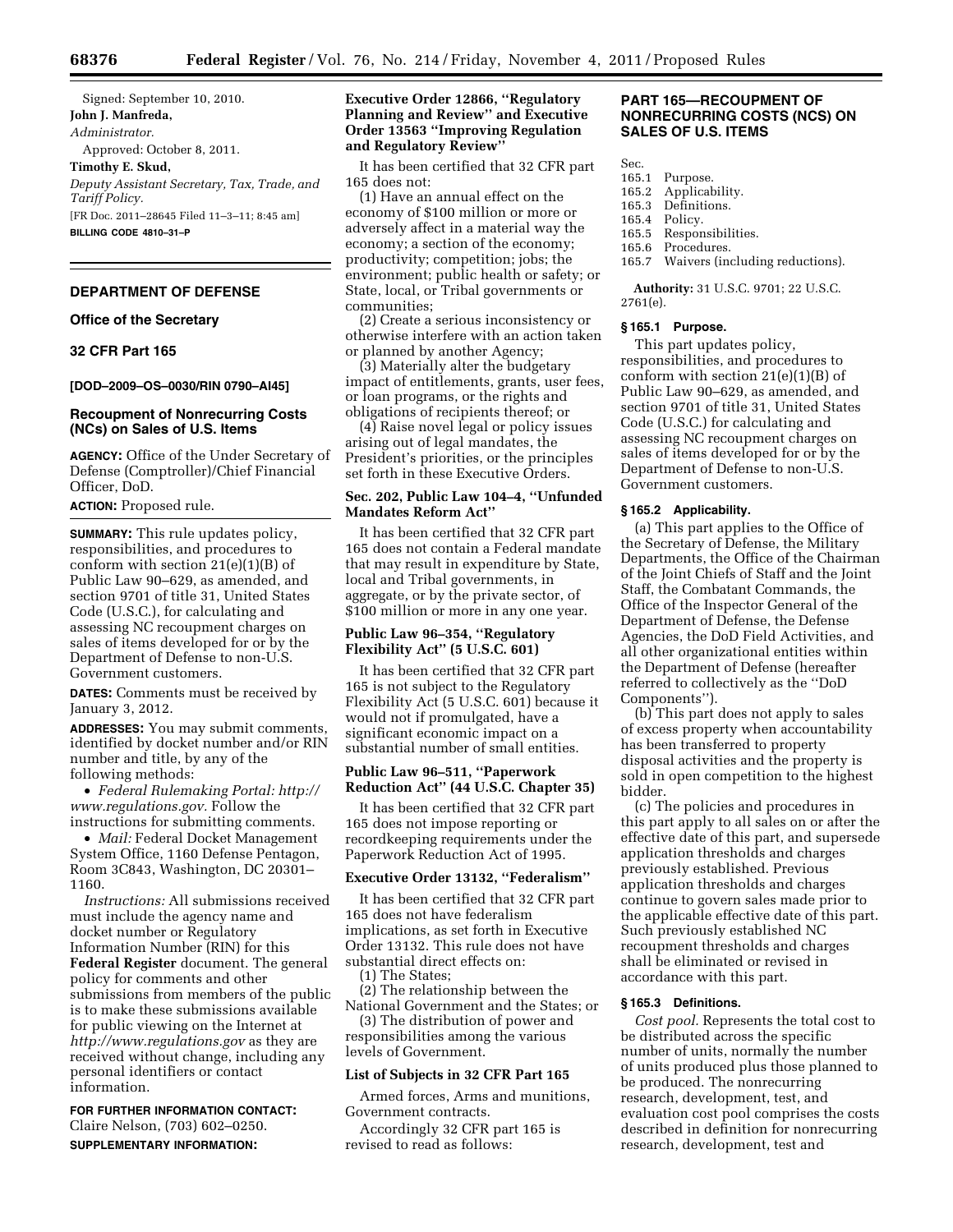Signed: September 10, 2010.

**John J. Manfreda,**

*Administrator.*

Approved: October 8, 2011.

**Timothy E. Skud,**

*Deputy Assistant Secretary, Tax, Trade, and Tariff Policy.*

[FR Doc. 2011–28645 Filed 11–3–11; 8:45 am]

**BILLING CODE 4810–31–P**

---

## DEPARTMENT OF DEFENSE

### Office of the Secretary

### 32 CFR Part 165

**[DOD–2009–OS–0030/RIN 0790–AI45]**

## Recoupment of Nonrecurring Costs (NCs) on Sales of U.S. Items

**AGENCY:** Office of the Under Secretary of Defense (Comptroller)/Chief Financial Officer, DoD.

**ACTION:** Proposed rule.

---

**SUMMARY:** This rule updates policy, responsibilities, and procedures to conform with section 21(e)(1)(B) of Public Law 90–629, as amended, and section 9701 of title 31, United States Code (U.S.C.), for calculating and assessing NC recoupment charges on sales of items developed for or by the Department of Defense to non-U.S. Government customers.

**DATES:** Comments must be received by January 3, 2012.

**ADDRESSES:** You may submit comments, identified by docket number and/or RIN number and title, by any of the following methods:

- *Federal Rulemaking Portal: http://www.regulations.gov.* Follow the instructions for submitting comments.
- *Mail:* Federal Docket Management System Office, 1160 Defense Pentagon, Room 3C843, Washington, DC 20301–1160.

*Instructions:* All submissions received must include the agency name and docket number or Regulatory Information Number (RIN) for this **Federal Register** document. The general policy for comments and other submissions from members of the public is to make these submissions available for public viewing on the Internet at *http://www.regulations.gov* as they are received without change, including any personal identifiers or contact information.

**FOR FURTHER INFORMATION CONTACT:** Claire Nelson, (703) 602–0250.

**SUPPLEMENTARY INFORMATION:**

### Executive Order 12866, "Regulatory Planning and Review" and Executive Order 13563 "Improving Regulation and Regulatory Review"

It has been certified that 32 CFR part 165 does not:

(1) Have an annual effect on the economy of $100 million or more or adversely affect in a material way the economy; a section of the economy; productivity; competition; jobs; the environment; public health or safety; or State, local, or Tribal governments or communities;

(2) Create a serious inconsistency or otherwise interfere with an action taken or planned by another Agency;

(3) Materially alter the budgetary impact of entitlements, grants, user fees, or loan programs, or the rights and obligations of recipients thereof; or

(4) Raise novel legal or policy issues arising out of legal mandates, the President's priorities, or the principles set forth in these Executive Orders.

### Sec. 202, Public Law 104–4, "Unfunded Mandates Reform Act"

It has been certified that 32 CFR part 165 does not contain a Federal mandate that may result in expenditure by State, local and Tribal governments, in aggregate, or by the private sector, of $100 million or more in any one year.

### Public Law 96–354, "Regulatory Flexibility Act" (5 U.S.C. 601)

It has been certified that 32 CFR part 165 is not subject to the Regulatory Flexibility Act (5 U.S.C. 601) because it would not if promulgated, have a significant economic impact on a substantial number of small entities.

### Public Law 96–511, "Paperwork Reduction Act" (44 U.S.C. Chapter 35)

It has been certified that 32 CFR part 165 does not impose reporting or recordkeeping requirements under the Paperwork Reduction Act of 1995.

### Executive Order 13132, "Federalism"

It has been certified that 32 CFR part 165 does not have federalism implications, as set forth in Executive Order 13132. This rule does not have substantial direct effects on:

(1) The States;

(2) The relationship between the National Government and the States; or

(3) The distribution of power and responsibilities among the various levels of Government.

### List of Subjects in 32 CFR Part 165

Armed forces, Arms and munitions, Government contracts.

Accordingly 32 CFR part 165 is revised to read as follows:

## PART 165—RECOUPMENT OF NONRECURRING COSTS (NCS) ON SALES OF U.S. ITEMS

Sec.
165.1 Purpose.
165.2 Applicability.
165.3 Definitions.
165.4 Policy.
165.5 Responsibilities.
165.6 Procedures.
165.7 Waivers (including reductions).

**Authority:** 31 U.S.C. 9701; 22 U.S.C. 2761(e).

### § 165.1 Purpose.

This part updates policy, responsibilities, and procedures to conform with section 21(e)(1)(B) of Public Law 90–629, as amended, and section 9701 of title 31, United States Code (U.S.C.) for calculating and assessing NC recoupment charges on sales of items developed for or by the Department of Defense to non-U.S. Government customers.

### § 165.2 Applicability.

(a) This part applies to the Office of the Secretary of Defense, the Military Departments, the Office of the Chairman of the Joint Chiefs of Staff and the Joint Staff, the Combatant Commands, the Office of the Inspector General of the Department of Defense, the Defense Agencies, the DoD Field Activities, and all other organizational entities within the Department of Defense (hereafter referred to collectively as the "DoD Components").

(b) This part does not apply to sales of excess property when accountability has been transferred to property disposal activities and the property is sold in open competition to the highest bidder.

(c) The policies and procedures in this part apply to all sales on or after the effective date of this part, and supersede application thresholds and charges previously established. Previous application thresholds and charges continue to govern sales made prior to the applicable effective date of this part. Such previously established NC recoupment thresholds and charges shall be eliminated or revised in accordance with this part.

### § 165.3 Definitions.

*Cost pool.* Represents the total cost to be distributed across the specific number of units, normally the number of units produced plus those planned to be produced. The nonrecurring research, development, test, and evaluation cost pool comprises the costs described in definition for nonrecurring research, development, test and